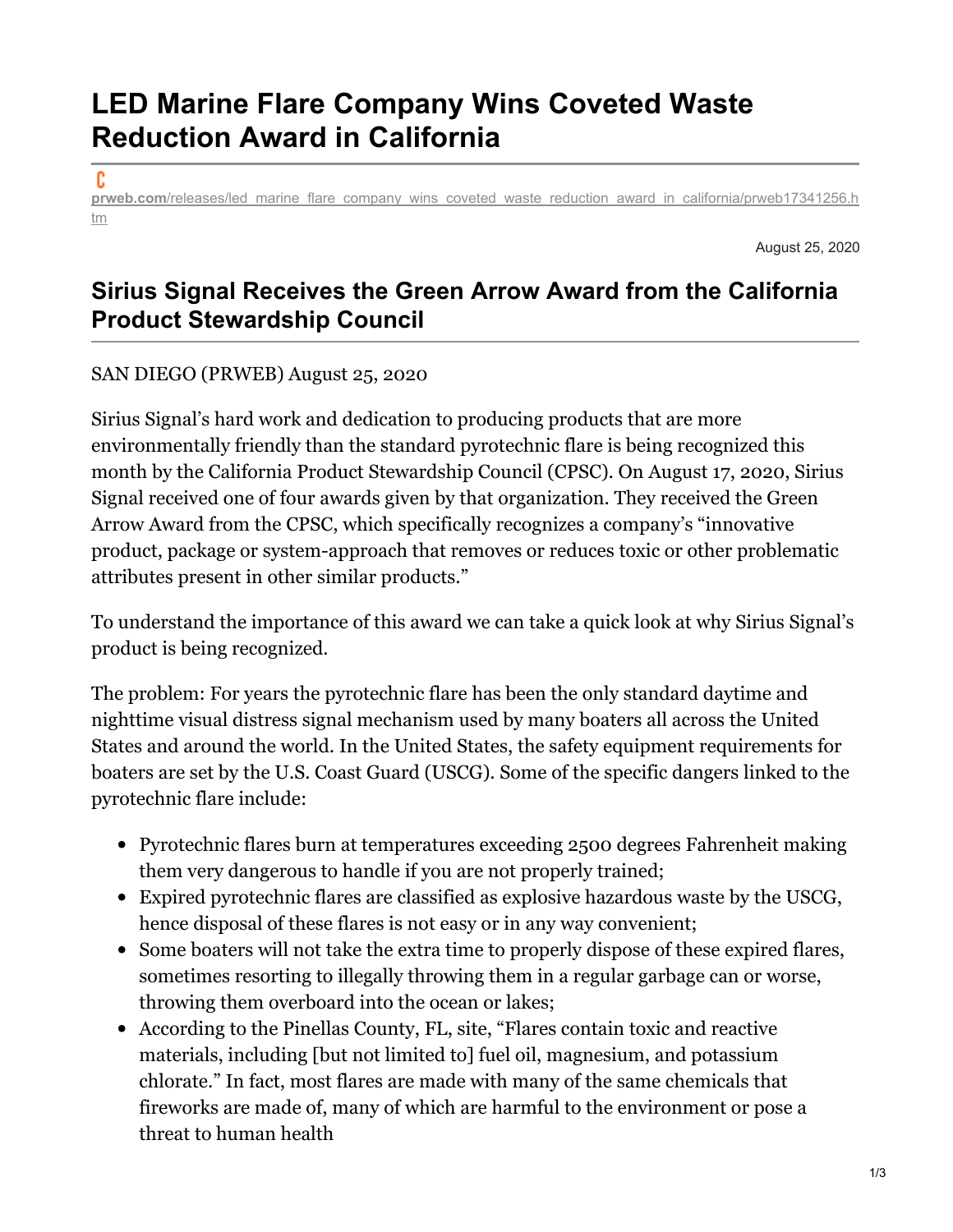# LED Marine Flare Company Wins Coveted Waste Reduction Award in California

prweb.com/releases/led_marine_flare_company_wins_coveted_waste_reduction_award_in_california/prweb17341256.htm

August 25, 2020

## Sirius Signal Receives the Green Arrow Award from the California Product Stewardship Council

SAN DIEGO (PRWEB) August 25, 2020

Sirius Signal's hard work and dedication to producing products that are more environmentally friendly than the standard pyrotechnic flare is being recognized this month by the California Product Stewardship Council (CPSC). On August 17, 2020, Sirius Signal received one of four awards given by that organization. They received the Green Arrow Award from the CPSC, which specifically recognizes a company's "innovative product, package or system-approach that removes or reduces toxic or other problematic attributes present in other similar products."

To understand the importance of this award we can take a quick look at why Sirius Signal's product is being recognized.

The problem: For years the pyrotechnic flare has been the only standard daytime and nighttime visual distress signal mechanism used by many boaters all across the United States and around the world. In the United States, the safety equipment requirements for boaters are set by the U.S. Coast Guard (USCG). Some of the specific dangers linked to the pyrotechnic flare include:

- Pyrotechnic flares burn at temperatures exceeding 2500 degrees Fahrenheit making them very dangerous to handle if you are not properly trained;
- Expired pyrotechnic flares are classified as explosive hazardous waste by the USCG, hence disposal of these flares is not easy or in any way convenient;
- Some boaters will not take the extra time to properly dispose of these expired flares, sometimes resorting to illegally throwing them in a regular garbage can or worse, throwing them overboard into the ocean or lakes;
- According to the Pinellas County, FL, site, "Flares contain toxic and reactive materials, including [but not limited to] fuel oil, magnesium, and potassium chlorate." In fact, most flares are made with many of the same chemicals that fireworks are made of, many of which are harmful to the environment or pose a threat to human health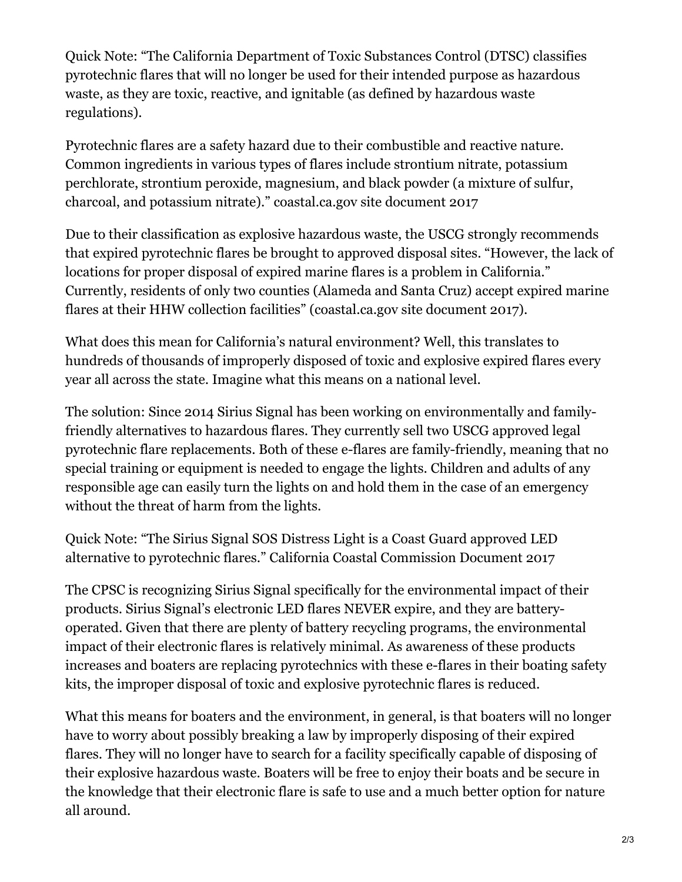Quick Note: “The California Department of Toxic Substances Control (DTSC) classifies pyrotechnic flares that will no longer be used for their intended purpose as hazardous waste, as they are toxic, reactive, and ignitable (as defined by hazardous waste regulations).

Pyrotechnic flares are a safety hazard due to their combustible and reactive nature. Common ingredients in various types of flares include strontium nitrate, potassium perchlorate, strontium peroxide, magnesium, and black powder (a mixture of sulfur, charcoal, and potassium nitrate).” coastal.ca.gov site document 2017

Due to their classification as explosive hazardous waste, the USCG strongly recommends that expired pyrotechnic flares be brought to approved disposal sites. “However, the lack of locations for proper disposal of expired marine flares is a problem in California.” Currently, residents of only two counties (Alameda and Santa Cruz) accept expired marine flares at their HHW collection facilities” (coastal.ca.gov site document 2017).

What does this mean for California’s natural environment? Well, this translates to hundreds of thousands of improperly disposed of toxic and explosive expired flares every year all across the state. Imagine what this means on a national level.

The solution: Since 2014 Sirius Signal has been working on environmentally and family-friendly alternatives to hazardous flares. They currently sell two USCG approved legal pyrotechnic flare replacements. Both of these e-flares are family-friendly, meaning that no special training or equipment is needed to engage the lights. Children and adults of any responsible age can easily turn the lights on and hold them in the case of an emergency without the threat of harm from the lights.

Quick Note: “The Sirius Signal SOS Distress Light is a Coast Guard approved LED alternative to pyrotechnic flares.” California Coastal Commission Document 2017

The CPSC is recognizing Sirius Signal specifically for the environmental impact of their products. Sirius Signal’s electronic LED flares NEVER expire, and they are battery-operated. Given that there are plenty of battery recycling programs, the environmental impact of their electronic flares is relatively minimal. As awareness of these products increases and boaters are replacing pyrotechnics with these e-flares in their boating safety kits, the improper disposal of toxic and explosive pyrotechnic flares is reduced.

What this means for boaters and the environment, in general, is that boaters will no longer have to worry about possibly breaking a law by improperly disposing of their expired flares. They will no longer have to search for a facility specifically capable of disposing of their explosive hazardous waste. Boaters will be free to enjoy their boats and be secure in the knowledge that their electronic flare is safe to use and a much better option for nature all around.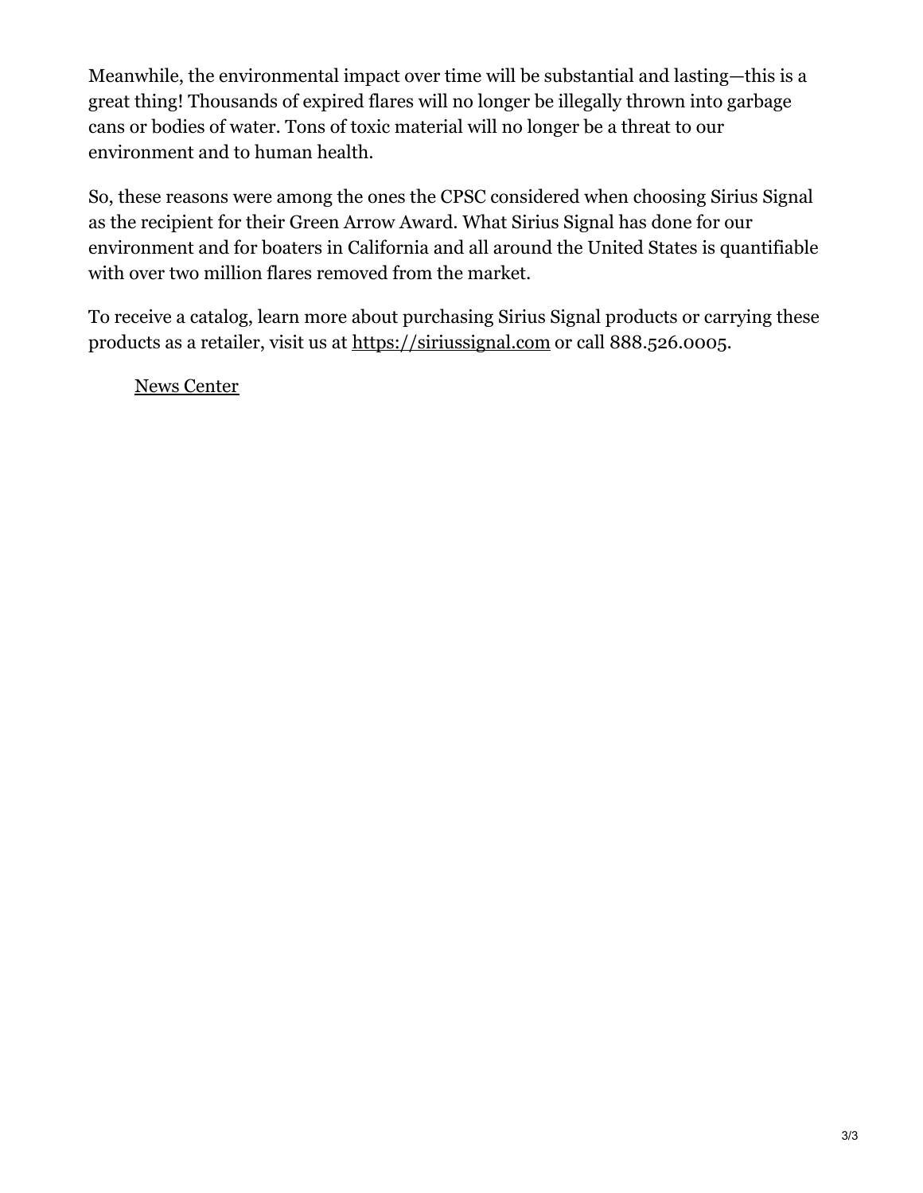Meanwhile, the environmental impact over time will be substantial and lasting—this is a great thing! Thousands of expired flares will no longer be illegally thrown into garbage cans or bodies of water. Tons of toxic material will no longer be a threat to our environment and to human health.

So, these reasons were among the ones the CPSC considered when choosing Sirius Signal as the recipient for their Green Arrow Award. What Sirius Signal has done for our environment and for boaters in California and all around the United States is quantifiable with over two million flares removed from the market.

To receive a catalog, learn more about purchasing Sirius Signal products or carrying these products as a retailer, visit us at [https://siriussignal.com](https://siriussignal.com) or call 888.526.0005.

News Center